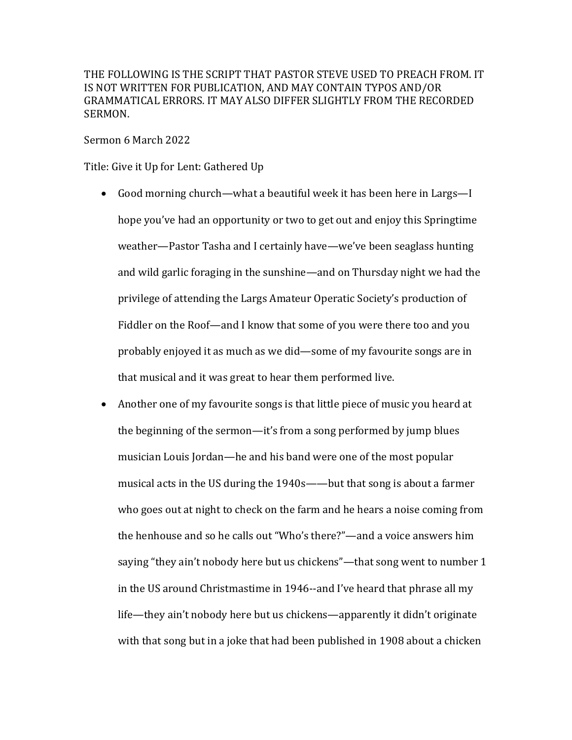THE FOLLOWING IS THE SCRIPT THAT PASTOR STEVE USED TO PREACH FROM. IT IS NOT WRITTEN FOR PUBLICATION, AND MAY CONTAIN TYPOS AND/OR GRAMMATICAL ERRORS. IT MAY ALSO DIFFER SLIGHTLY FROM THE RECORDED SERMON.

Sermon 6 March 2022

Title: Give it Up for Lent: Gathered Up

- Good morning church—what a beautiful week it has been here in Largs—I hope you've had an opportunity or two to get out and enjoy this Springtime weather—Pastor Tasha and I certainly have—we've been seaglass hunting and wild garlic foraging in the sunshine—and on Thursday night we had the privilege of attending the Largs Amateur Operatic Society's production of Fiddler on the Roof—and I know that some of you were there too and you probably enjoyed it as much as we did—some of my favourite songs are in that musical and it was great to hear them performed live.
- Another one of my favourite songs is that little piece of music you heard at the beginning of the sermon—it's from a song performed by jump blues musician Louis Jordan—he and his band were one of the most popular musical acts in the US during the 1940s——but that song is about a farmer who goes out at night to check on the farm and he hears a noise coming from the henhouse and so he calls out "Who's there?"—and a voice answers him saying "they ain't nobody here but us chickens"—that song went to number 1 in the US around Christmastime in 1946--and I've heard that phrase all my life—they ain't nobody here but us chickens—apparently it didn't originate with that song but in a joke that had been published in 1908 about a chicken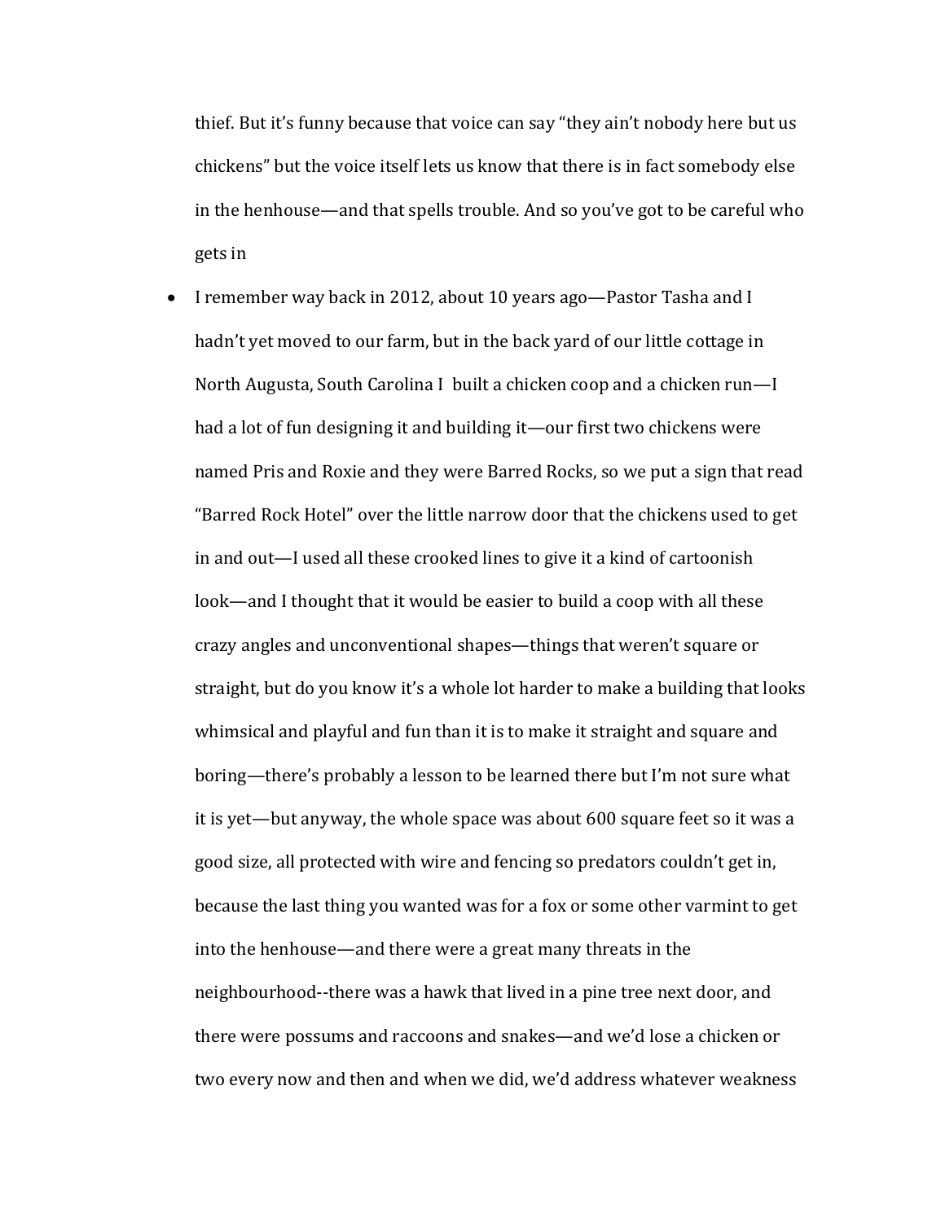thief. But it's funny because that voice can say "they ain't nobody here but us chickens" but the voice itself lets us know that there is in fact somebody else in the henhouse—and that spells trouble. And so you've got to be careful who gets in

- I remember way back in 2012, about 10 years ago—Pastor Tasha and I hadn't yet moved to our farm, but in the back yard of our little cottage in North Augusta, South Carolina I built a chicken coop and a chicken run—I had a lot of fun designing it and building it—our first two chickens were named Pris and Roxie and they were Barred Rocks, so we put a sign that read "Barred Rock Hotel" over the little narrow door that the chickens used to get in and out—I used all these crooked lines to give it a kind of cartoonish look—and I thought that it would be easier to build a coop with all these crazy angles and unconventional shapes—things that weren't square or straight, but do you know it's a whole lot harder to make a building that looks whimsical and playful and fun than it is to make it straight and square and boring—there's probably a lesson to be learned there but I'm not sure what it is yet—but anyway, the whole space was about 600 square feet so it was a good size, all protected with wire and fencing so predators couldn't get in, because the last thing you wanted was for a fox or some other varmint to get into the henhouse—and there were a great many threats in the neighbourhood--there was a hawk that lived in a pine tree next door, and there were possums and raccoons and snakes—and we'd lose a chicken or two every now and then and when we did, we'd address whatever weakness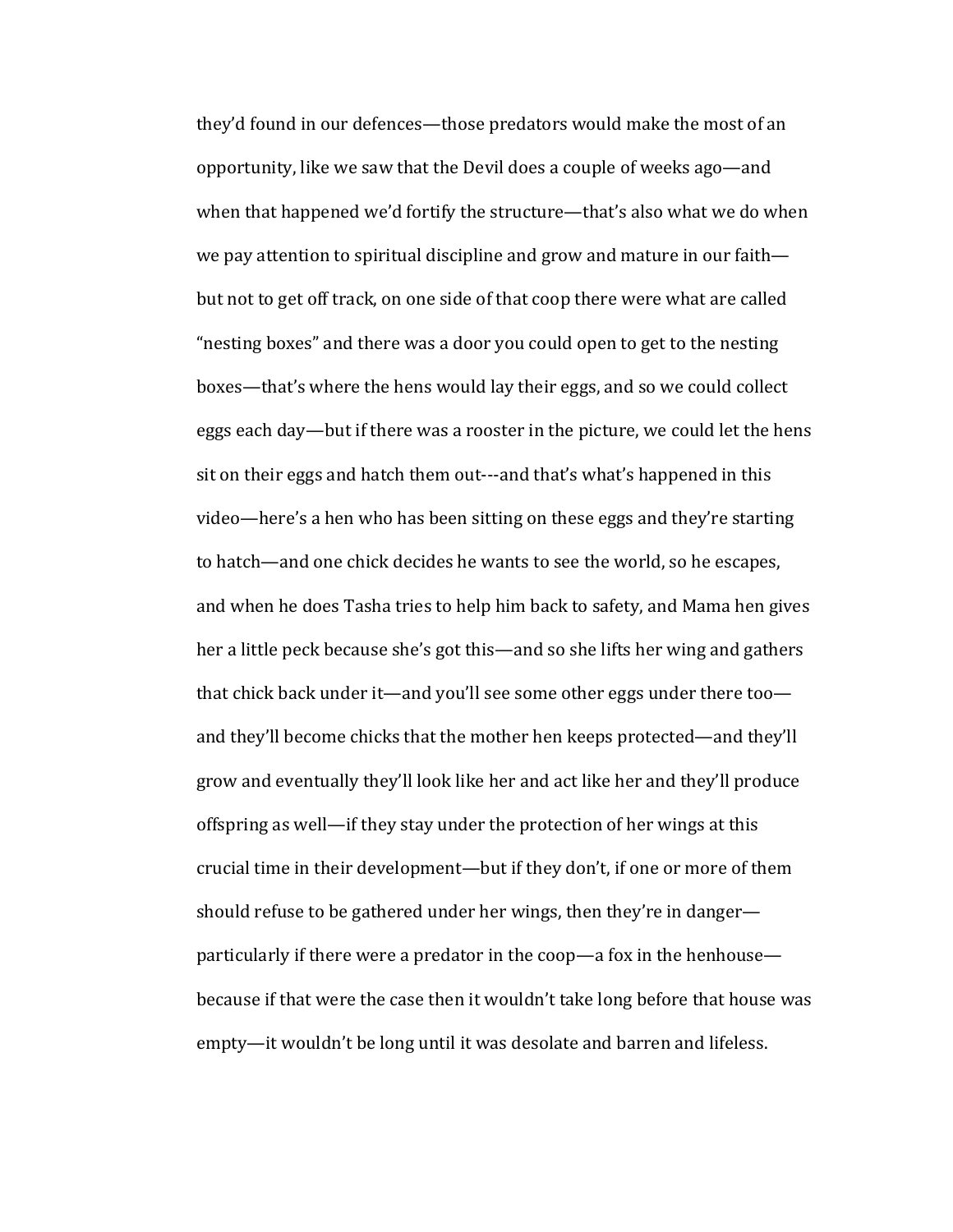they'd found in our defences—those predators would make the most of an opportunity, like we saw that the Devil does a couple of weeks ago—and when that happened we'd fortify the structure—that's also what we do when we pay attention to spiritual discipline and grow and mature in our faith—but not to get off track, on one side of that coop there were what are called "nesting boxes" and there was a door you could open to get to the nesting boxes—that's where the hens would lay their eggs, and so we could collect eggs each day—but if there was a rooster in the picture, we could let the hens sit on their eggs and hatch them out---and that's what's happened in this video—here's a hen who has been sitting on these eggs and they're starting to hatch—and one chick decides he wants to see the world, so he escapes, and when he does Tasha tries to help him back to safety, and Mama hen gives her a little peck because she's got this—and so she lifts her wing and gathers that chick back under it—and you'll see some other eggs under there too—and they'll become chicks that the mother hen keeps protected—and they'll grow and eventually they'll look like her and act like her and they'll produce offspring as well—if they stay under the protection of her wings at this crucial time in their development—but if they don't, if one or more of them should refuse to be gathered under her wings, then they're in danger—particularly if there were a predator in the coop—a fox in the henhouse—because if that were the case then it wouldn't take long before that house was empty—it wouldn't be long until it was desolate and barren and lifeless.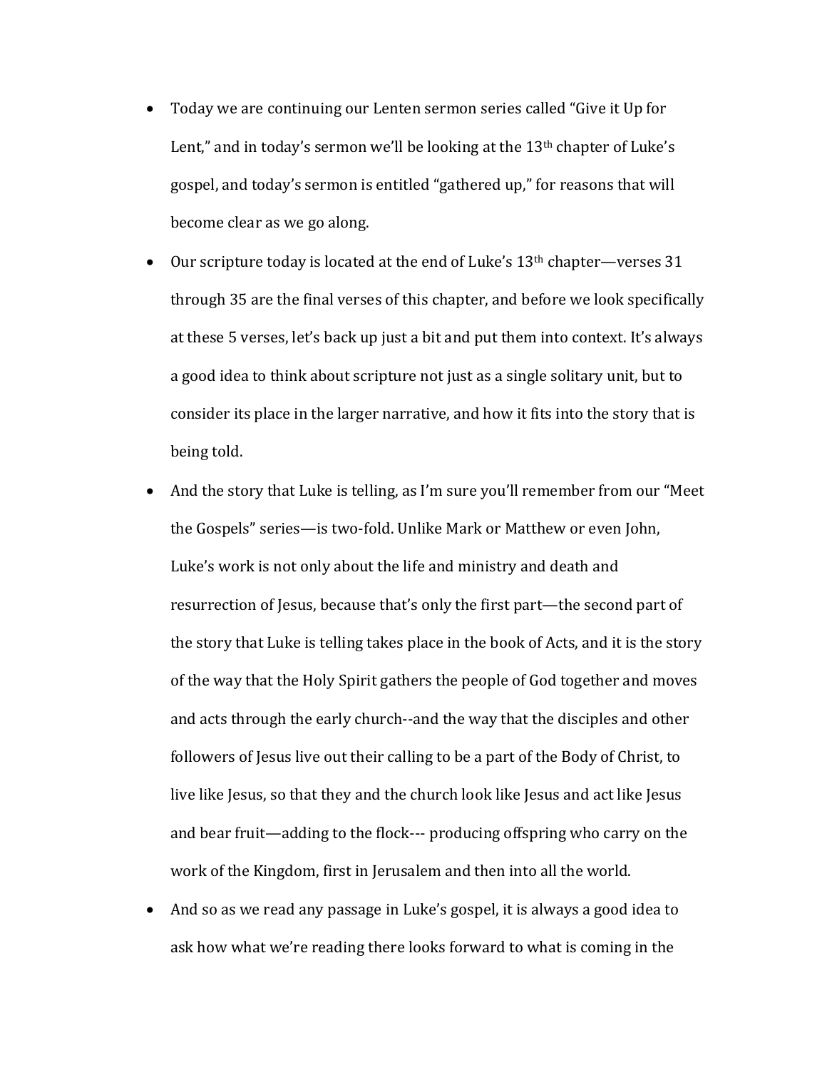- Today we are continuing our Lenten sermon series called "Give it Up for Lent," and in today's sermon we'll be looking at the 13th chapter of Luke's gospel, and today's sermon is entitled "gathered up," for reasons that will become clear as we go along.
- Our scripture today is located at the end of Luke's 13th chapter—verses 31 through 35 are the final verses of this chapter, and before we look specifically at these 5 verses, let's back up just a bit and put them into context. It's always a good idea to think about scripture not just as a single solitary unit, but to consider its place in the larger narrative, and how it fits into the story that is being told.
- And the story that Luke is telling, as I'm sure you'll remember from our "Meet the Gospels" series—is two-fold. Unlike Mark or Matthew or even John, Luke's work is not only about the life and ministry and death and resurrection of Jesus, because that's only the first part—the second part of the story that Luke is telling takes place in the book of Acts, and it is the story of the way that the Holy Spirit gathers the people of God together and moves and acts through the early church--and the way that the disciples and other followers of Jesus live out their calling to be a part of the Body of Christ, to live like Jesus, so that they and the church look like Jesus and act like Jesus and bear fruit—adding to the flock--- producing offspring who carry on the work of the Kingdom, first in Jerusalem and then into all the world.
- And so as we read any passage in Luke's gospel, it is always a good idea to ask how what we're reading there looks forward to what is coming in the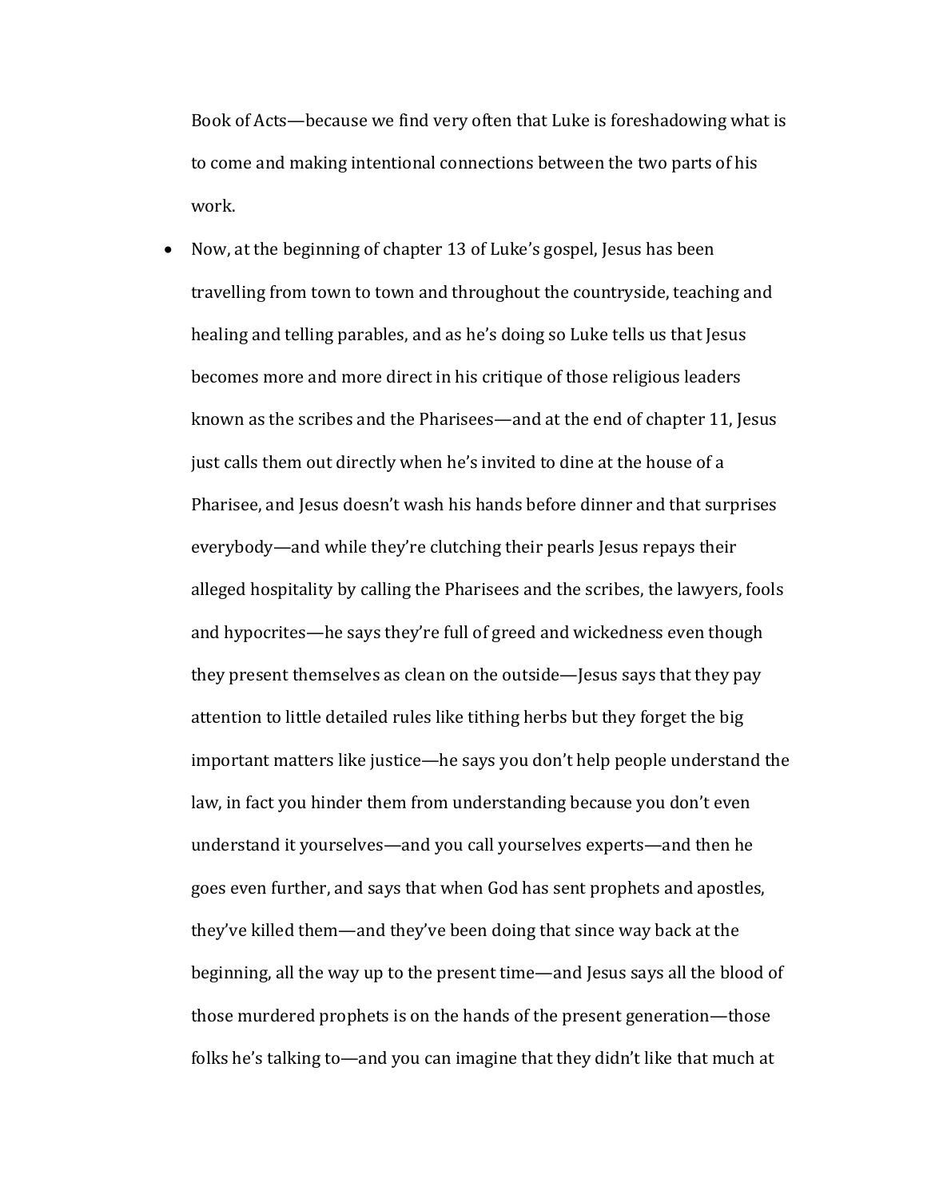Book of Acts—because we find very often that Luke is foreshadowing what is to come and making intentional connections between the two parts of his work.

- Now, at the beginning of chapter 13 of Luke's gospel, Jesus has been travelling from town to town and throughout the countryside, teaching and healing and telling parables, and as he's doing so Luke tells us that Jesus becomes more and more direct in his critique of those religious leaders known as the scribes and the Pharisees—and at the end of chapter 11, Jesus just calls them out directly when he's invited to dine at the house of a Pharisee, and Jesus doesn't wash his hands before dinner and that surprises everybody—and while they're clutching their pearls Jesus repays their alleged hospitality by calling the Pharisees and the scribes, the lawyers, fools and hypocrites—he says they're full of greed and wickedness even though they present themselves as clean on the outside—Jesus says that they pay attention to little detailed rules like tithing herbs but they forget the big important matters like justice—he says you don't help people understand the law, in fact you hinder them from understanding because you don't even understand it yourselves—and you call yourselves experts—and then he goes even further, and says that when God has sent prophets and apostles, they've killed them—and they've been doing that since way back at the beginning, all the way up to the present time—and Jesus says all the blood of those murdered prophets is on the hands of the present generation—those folks he's talking to—and you can imagine that they didn't like that much at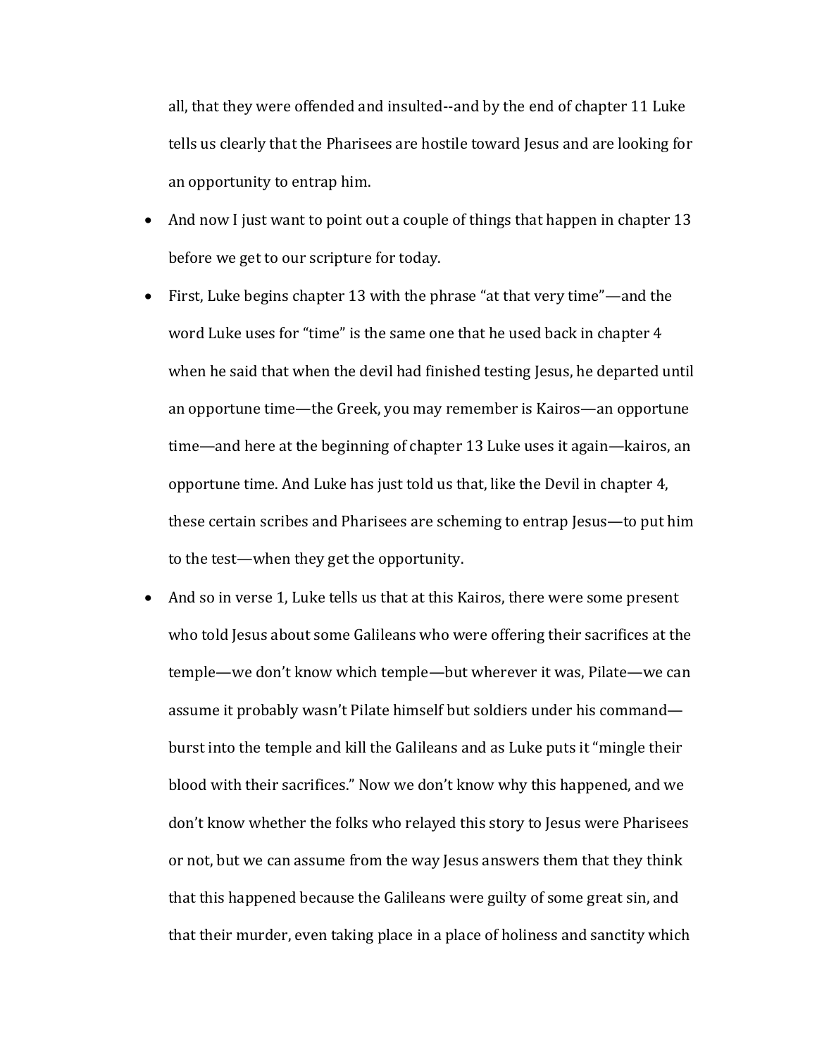all, that they were offended and insulted--and by the end of chapter 11 Luke tells us clearly that the Pharisees are hostile toward Jesus and are looking for an opportunity to entrap him.

- And now I just want to point out a couple of things that happen in chapter 13 before we get to our scripture for today.
- First, Luke begins chapter 13 with the phrase "at that very time"—and the word Luke uses for "time" is the same one that he used back in chapter 4 when he said that when the devil had finished testing Jesus, he departed until an opportune time—the Greek, you may remember is Kairos—an opportune time—and here at the beginning of chapter 13 Luke uses it again—kairos, an opportune time. And Luke has just told us that, like the Devil in chapter 4, these certain scribes and Pharisees are scheming to entrap Jesus—to put him to the test—when they get the opportunity.
- And so in verse 1, Luke tells us that at this Kairos, there were some present who told Jesus about some Galileans who were offering their sacrifices at the temple—we don't know which temple—but wherever it was, Pilate—we can assume it probably wasn't Pilate himself but soldiers under his command—burst into the temple and kill the Galileans and as Luke puts it "mingle their blood with their sacrifices." Now we don't know why this happened, and we don't know whether the folks who relayed this story to Jesus were Pharisees or not, but we can assume from the way Jesus answers them that they think that this happened because the Galileans were guilty of some great sin, and that their murder, even taking place in a place of holiness and sanctity which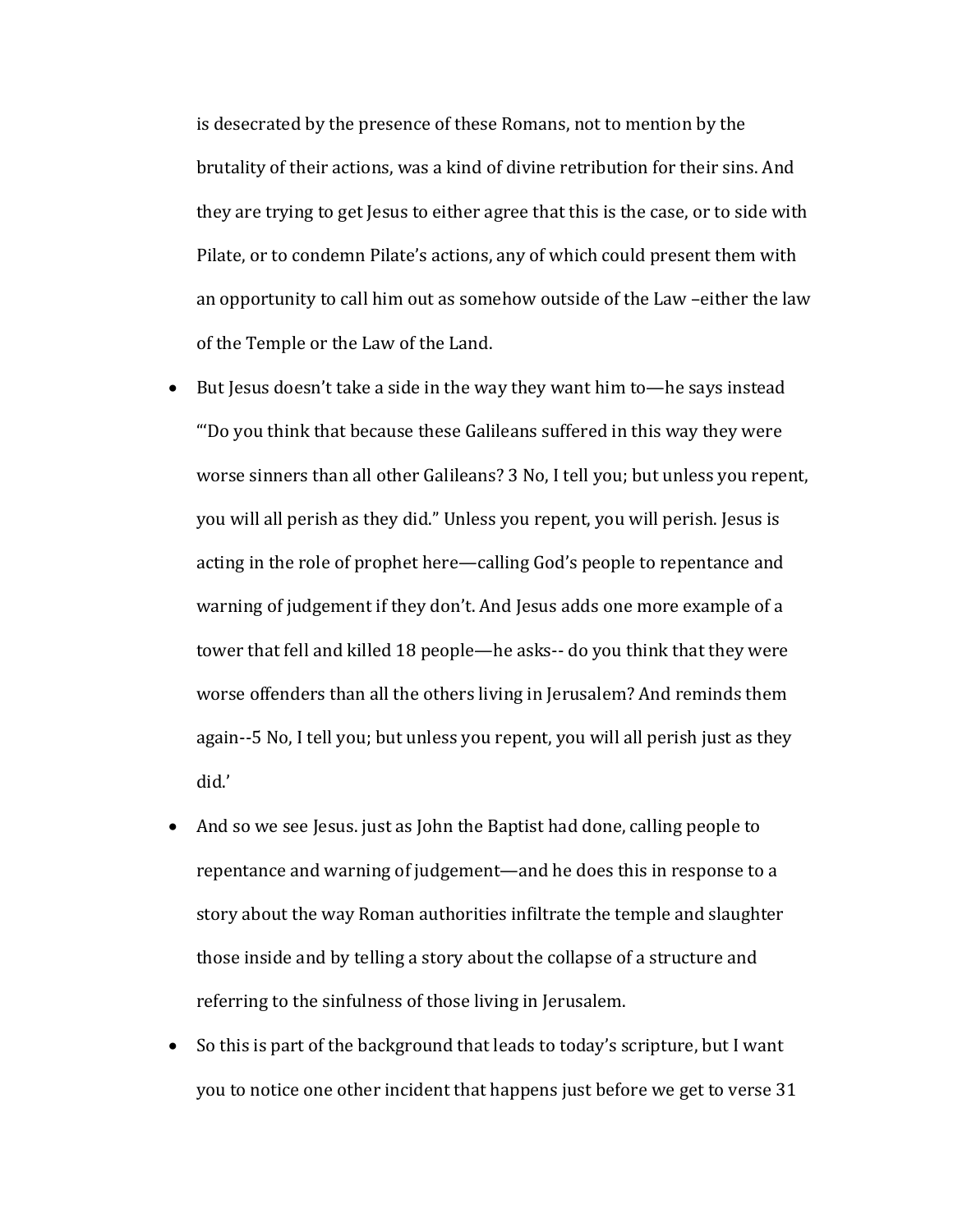is desecrated by the presence of these Romans, not to mention by the brutality of their actions, was a kind of divine retribution for their sins. And they are trying to get Jesus to either agree that this is the case, or to side with Pilate, or to condemn Pilate's actions, any of which could present them with an opportunity to call him out as somehow outside of the Law –either the law of the Temple or the Law of the Land.

- But Jesus doesn't take a side in the way they want him to—he says instead "'Do you think that because these Galileans suffered in this way they were worse sinners than all other Galileans? 3 No, I tell you; but unless you repent, you will all perish as they did." Unless you repent, you will perish. Jesus is acting in the role of prophet here—calling God's people to repentance and warning of judgement if they don't. And Jesus adds one more example of a tower that fell and killed 18 people—he asks-- do you think that they were worse offenders than all the others living in Jerusalem? And reminds them again--5 No, I tell you; but unless you repent, you will all perish just as they did.'
- And so we see Jesus. just as John the Baptist had done, calling people to repentance and warning of judgement—and he does this in response to a story about the way Roman authorities infiltrate the temple and slaughter those inside and by telling a story about the collapse of a structure and referring to the sinfulness of those living in Jerusalem.
- So this is part of the background that leads to today's scripture, but I want you to notice one other incident that happens just before we get to verse 31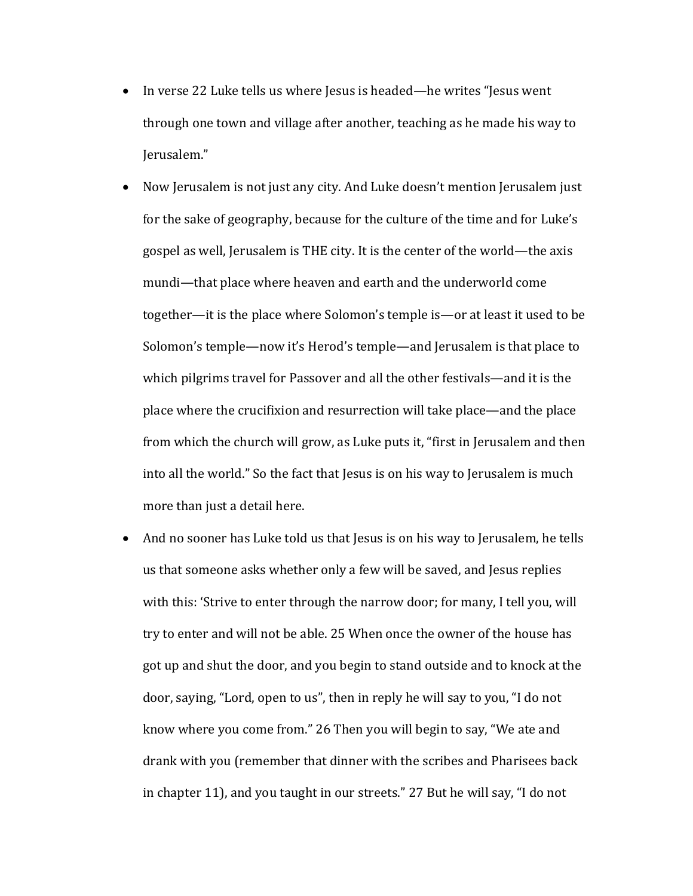- In verse 22 Luke tells us where Jesus is headed—he writes "Jesus went through one town and village after another, teaching as he made his way to Jerusalem."
- Now Jerusalem is not just any city. And Luke doesn't mention Jerusalem just for the sake of geography, because for the culture of the time and for Luke's gospel as well, Jerusalem is THE city. It is the center of the world—the axis mundi—that place where heaven and earth and the underworld come together—it is the place where Solomon's temple is—or at least it used to be Solomon's temple—now it's Herod's temple—and Jerusalem is that place to which pilgrims travel for Passover and all the other festivals—and it is the place where the crucifixion and resurrection will take place—and the place from which the church will grow, as Luke puts it, "first in Jerusalem and then into all the world." So the fact that Jesus is on his way to Jerusalem is much more than just a detail here.
- And no sooner has Luke told us that Jesus is on his way to Jerusalem, he tells us that someone asks whether only a few will be saved, and Jesus replies with this: 'Strive to enter through the narrow door; for many, I tell you, will try to enter and will not be able. 25 When once the owner of the house has got up and shut the door, and you begin to stand outside and to knock at the door, saying, "Lord, open to us", then in reply he will say to you, "I do not know where you come from." 26 Then you will begin to say, "We ate and drank with you (remember that dinner with the scribes and Pharisees back in chapter 11), and you taught in our streets." 27 But he will say, "I do not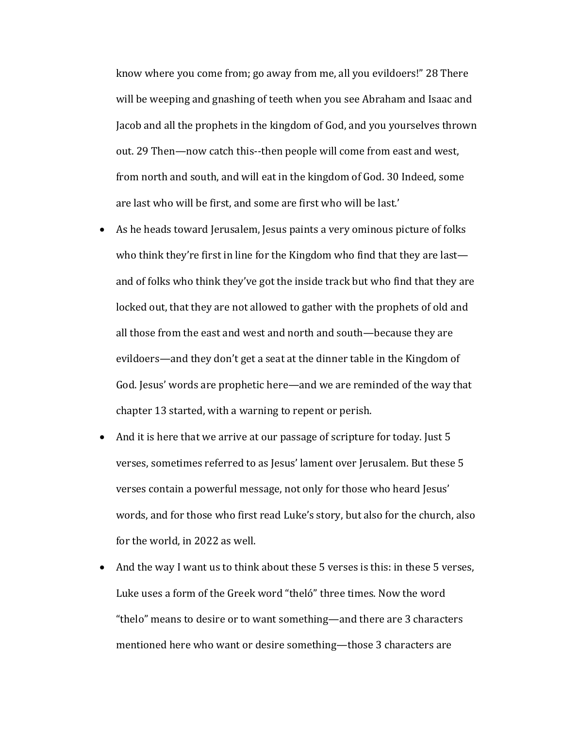know where you come from; go away from me, all you evildoers!" 28 There will be weeping and gnashing of teeth when you see Abraham and Isaac and Jacob and all the prophets in the kingdom of God, and you yourselves thrown out. 29 Then—now catch this--then people will come from east and west, from north and south, and will eat in the kingdom of God. 30 Indeed, some are last who will be first, and some are first who will be last.'

- As he heads toward Jerusalem, Jesus paints a very ominous picture of folks who think they're first in line for the Kingdom who find that they are last—and of folks who think they've got the inside track but who find that they are locked out, that they are not allowed to gather with the prophets of old and all those from the east and west and north and south—because they are evildoers—and they don't get a seat at the dinner table in the Kingdom of God. Jesus' words are prophetic here—and we are reminded of the way that chapter 13 started, with a warning to repent or perish.
- And it is here that we arrive at our passage of scripture for today. Just 5 verses, sometimes referred to as Jesus' lament over Jerusalem. But these 5 verses contain a powerful message, not only for those who heard Jesus' words, and for those who first read Luke's story, but also for the church, also for the world, in 2022 as well.
- And the way I want us to think about these 5 verses is this: in these 5 verses, Luke uses a form of the Greek word "theló" three times. Now the word "thelo" means to desire or to want something—and there are 3 characters mentioned here who want or desire something—those 3 characters are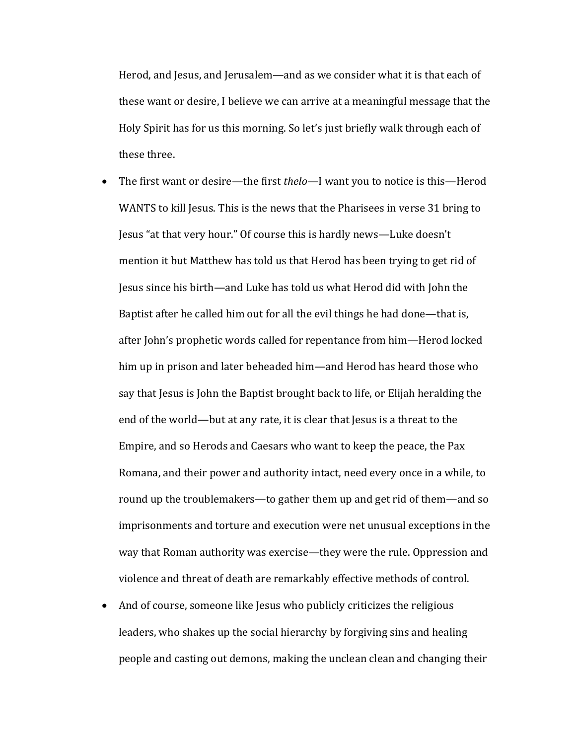Herod, and Jesus, and Jerusalem—and as we consider what it is that each of these want or desire, I believe we can arrive at a meaningful message that the Holy Spirit has for us this morning. So let's just briefly walk through each of these three.

- The first want or desire—the first *thelo*—I want you to notice is this—Herod WANTS to kill Jesus. This is the news that the Pharisees in verse 31 bring to Jesus "at that very hour." Of course this is hardly news—Luke doesn't mention it but Matthew has told us that Herod has been trying to get rid of Jesus since his birth—and Luke has told us what Herod did with John the Baptist after he called him out for all the evil things he had done—that is, after John's prophetic words called for repentance from him—Herod locked him up in prison and later beheaded him—and Herod has heard those who say that Jesus is John the Baptist brought back to life, or Elijah heralding the end of the world—but at any rate, it is clear that Jesus is a threat to the Empire, and so Herods and Caesars who want to keep the peace, the Pax Romana, and their power and authority intact, need every once in a while, to round up the troublemakers—to gather them up and get rid of them—and so imprisonments and torture and execution were net unusual exceptions in the way that Roman authority was exercise—they were the rule. Oppression and violence and threat of death are remarkably effective methods of control.
- And of course, someone like Jesus who publicly criticizes the religious leaders, who shakes up the social hierarchy by forgiving sins and healing people and casting out demons, making the unclean clean and changing their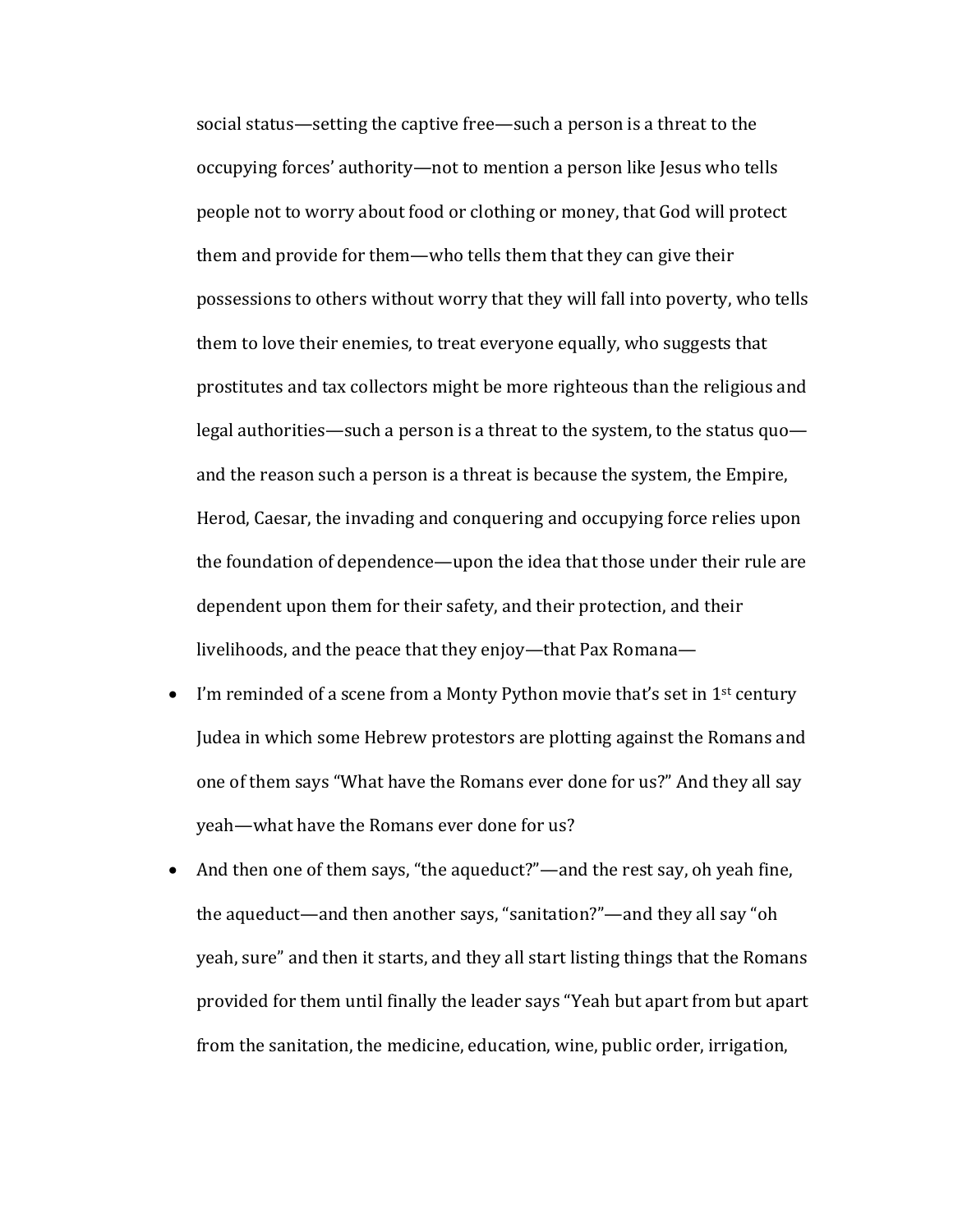social status—setting the captive free—such a person is a threat to the occupying forces' authority—not to mention a person like Jesus who tells people not to worry about food or clothing or money, that God will protect them and provide for them—who tells them that they can give their possessions to others without worry that they will fall into poverty, who tells them to love their enemies, to treat everyone equally, who suggests that prostitutes and tax collectors might be more righteous than the religious and legal authorities—such a person is a threat to the system, to the status quo—and the reason such a person is a threat is because the system, the Empire, Herod, Caesar, the invading and conquering and occupying force relies upon the foundation of dependence—upon the idea that those under their rule are dependent upon them for their safety, and their protection, and their livelihoods, and the peace that they enjoy—that Pax Romana—

- I'm reminded of a scene from a Monty Python movie that's set in 1st century Judea in which some Hebrew protestors are plotting against the Romans and one of them says "What have the Romans ever done for us?" And they all say yeah—what have the Romans ever done for us?
- And then one of them says, "the aqueduct?"—and the rest say, oh yeah fine, the aqueduct—and then another says, "sanitation?"—and they all say "oh yeah, sure" and then it starts, and they all start listing things that the Romans provided for them until finally the leader says "Yeah but apart from but apart from the sanitation, the medicine, education, wine, public order, irrigation,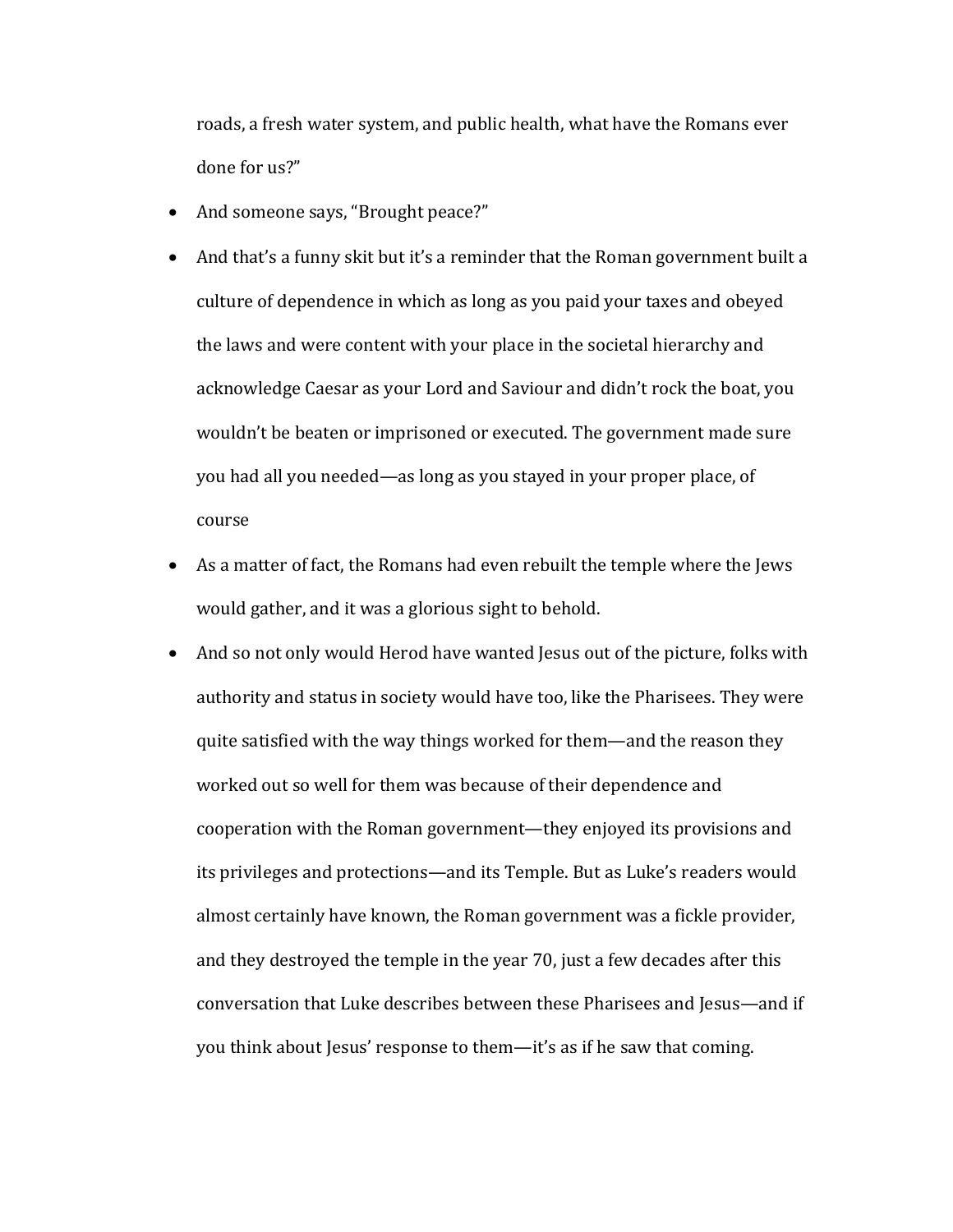roads, a fresh water system, and public health, what have the Romans ever done for us?"

- And someone says, "Brought peace?"
- And that's a funny skit but it's a reminder that the Roman government built a culture of dependence in which as long as you paid your taxes and obeyed the laws and were content with your place in the societal hierarchy and acknowledge Caesar as your Lord and Saviour and didn't rock the boat, you wouldn't be beaten or imprisoned or executed. The government made sure you had all you needed—as long as you stayed in your proper place, of course
- As a matter of fact, the Romans had even rebuilt the temple where the Jews would gather, and it was a glorious sight to behold.
- And so not only would Herod have wanted Jesus out of the picture, folks with authority and status in society would have too, like the Pharisees. They were quite satisfied with the way things worked for them—and the reason they worked out so well for them was because of their dependence and cooperation with the Roman government—they enjoyed its provisions and its privileges and protections—and its Temple. But as Luke's readers would almost certainly have known, the Roman government was a fickle provider, and they destroyed the temple in the year 70, just a few decades after this conversation that Luke describes between these Pharisees and Jesus—and if you think about Jesus' response to them—it's as if he saw that coming.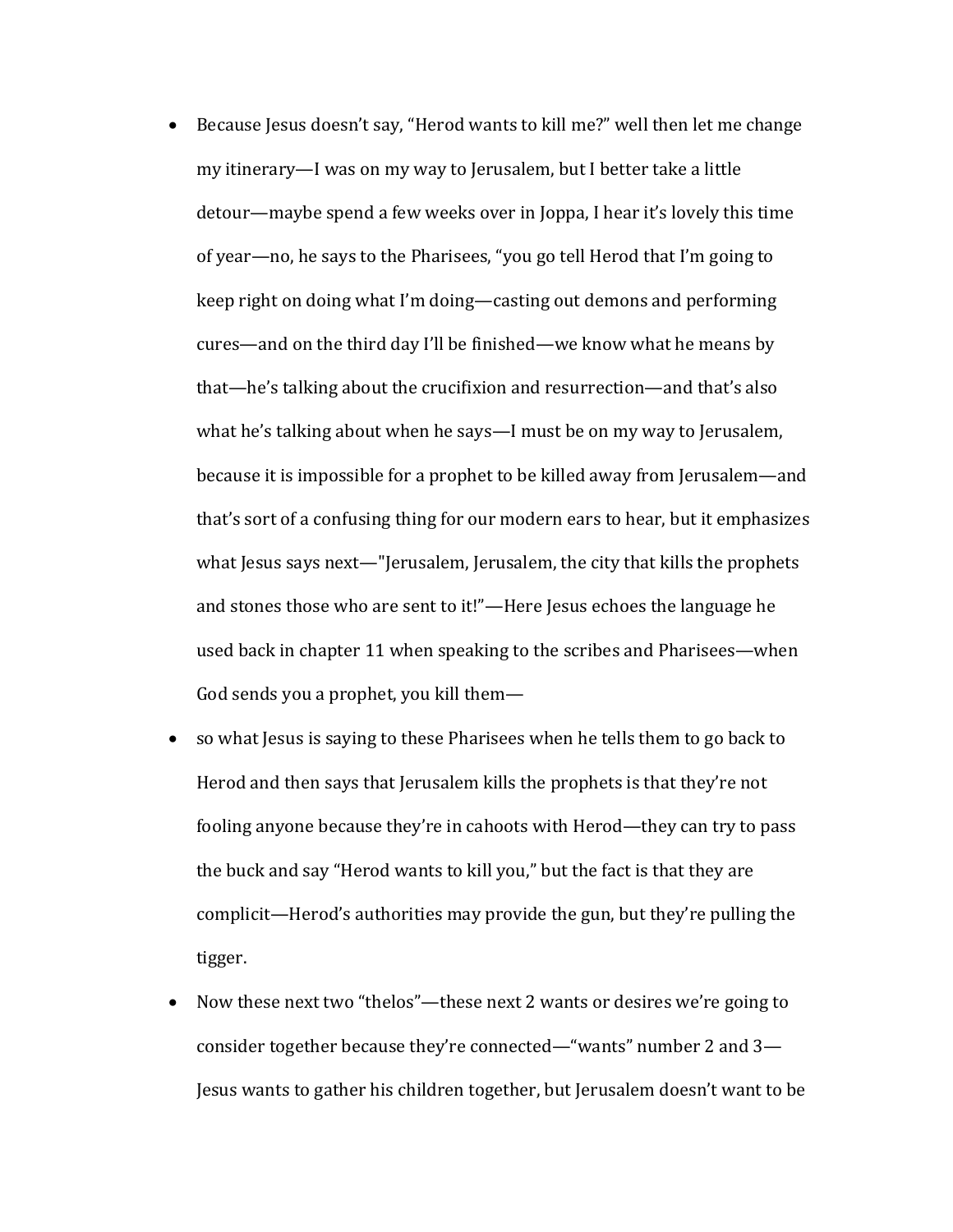- Because Jesus doesn't say, "Herod wants to kill me?" well then let me change my itinerary—I was on my way to Jerusalem, but I better take a little detour—maybe spend a few weeks over in Joppa, I hear it's lovely this time of year—no, he says to the Pharisees, "you go tell Herod that I'm going to keep right on doing what I'm doing—casting out demons and performing cures—and on the third day I'll be finished—we know what he means by that—he's talking about the crucifixion and resurrection—and that's also what he's talking about when he says—I must be on my way to Jerusalem, because it is impossible for a prophet to be killed away from Jerusalem—and that's sort of a confusing thing for our modern ears to hear, but it emphasizes what Jesus says next—"Jerusalem, Jerusalem, the city that kills the prophets and stones those who are sent to it!"—Here Jesus echoes the language he used back in chapter 11 when speaking to the scribes and Pharisees—when God sends you a prophet, you kill them—
- so what Jesus is saying to these Pharisees when he tells them to go back to Herod and then says that Jerusalem kills the prophets is that they're not fooling anyone because they're in cahoots with Herod—they can try to pass the buck and say "Herod wants to kill you," but the fact is that they are complicit—Herod's authorities may provide the gun, but they're pulling the tigger.
- Now these next two "thelos"—these next 2 wants or desires we're going to consider together because they're connected—"wants" number 2 and 3—Jesus wants to gather his children together, but Jerusalem doesn't want to be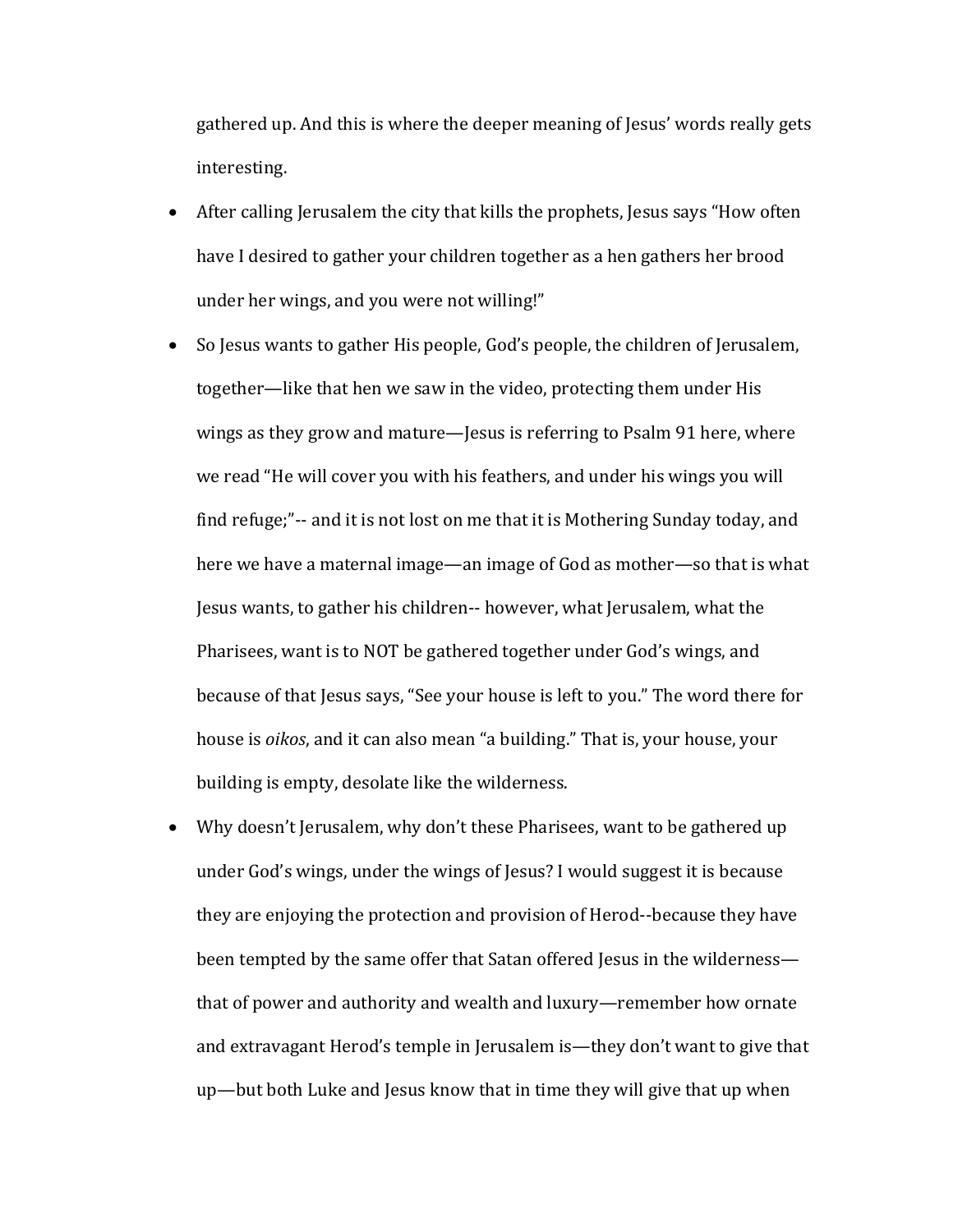gathered up. And this is where the deeper meaning of Jesus' words really gets interesting.

- After calling Jerusalem the city that kills the prophets, Jesus says "How often have I desired to gather your children together as a hen gathers her brood under her wings, and you were not willing!"
- So Jesus wants to gather His people, God's people, the children of Jerusalem, together—like that hen we saw in the video, protecting them under His wings as they grow and mature—Jesus is referring to Psalm 91 here, where we read "He will cover you with his feathers, and under his wings you will find refuge;"-- and it is not lost on me that it is Mothering Sunday today, and here we have a maternal image—an image of God as mother—so that is what Jesus wants, to gather his children-- however, what Jerusalem, what the Pharisees, want is to NOT be gathered together under God's wings, and because of that Jesus says, "See your house is left to you." The word there for house is *oikos*, and it can also mean "a building." That is, your house, your building is empty, desolate like the wilderness.
- Why doesn't Jerusalem, why don't these Pharisees, want to be gathered up under God's wings, under the wings of Jesus? I would suggest it is because they are enjoying the protection and provision of Herod--because they have been tempted by the same offer that Satan offered Jesus in the wilderness—that of power and authority and wealth and luxury—remember how ornate and extravagant Herod's temple in Jerusalem is—they don't want to give that up—but both Luke and Jesus know that in time they will give that up when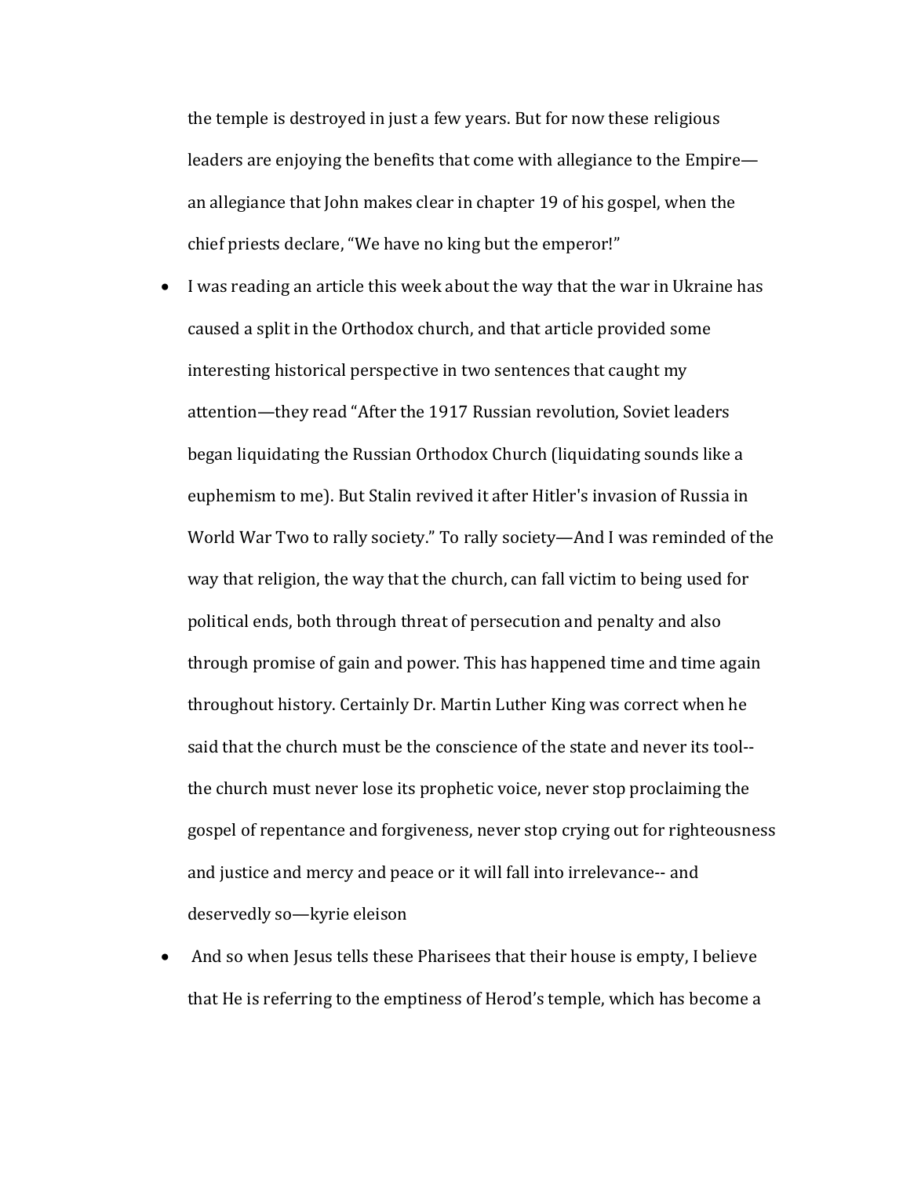the temple is destroyed in just a few years. But for now these religious leaders are enjoying the benefits that come with allegiance to the Empire—an allegiance that John makes clear in chapter 19 of his gospel, when the chief priests declare, "We have no king but the emperor!"

- I was reading an article this week about the way that the war in Ukraine has caused a split in the Orthodox church, and that article provided some interesting historical perspective in two sentences that caught my attention—they read "After the 1917 Russian revolution, Soviet leaders began liquidating the Russian Orthodox Church (liquidating sounds like a euphemism to me). But Stalin revived it after Hitler's invasion of Russia in World War Two to rally society." To rally society—And I was reminded of the way that religion, the way that the church, can fall victim to being used for political ends, both through threat of persecution and penalty and also through promise of gain and power. This has happened time and time again throughout history. Certainly Dr. Martin Luther King was correct when he said that the church must be the conscience of the state and never its tool--the church must never lose its prophetic voice, never stop proclaiming the gospel of repentance and forgiveness, never stop crying out for righteousness and justice and mercy and peace or it will fall into irrelevance-- and deservedly so—kyrie eleison
- And so when Jesus tells these Pharisees that their house is empty, I believe that He is referring to the emptiness of Herod's temple, which has become a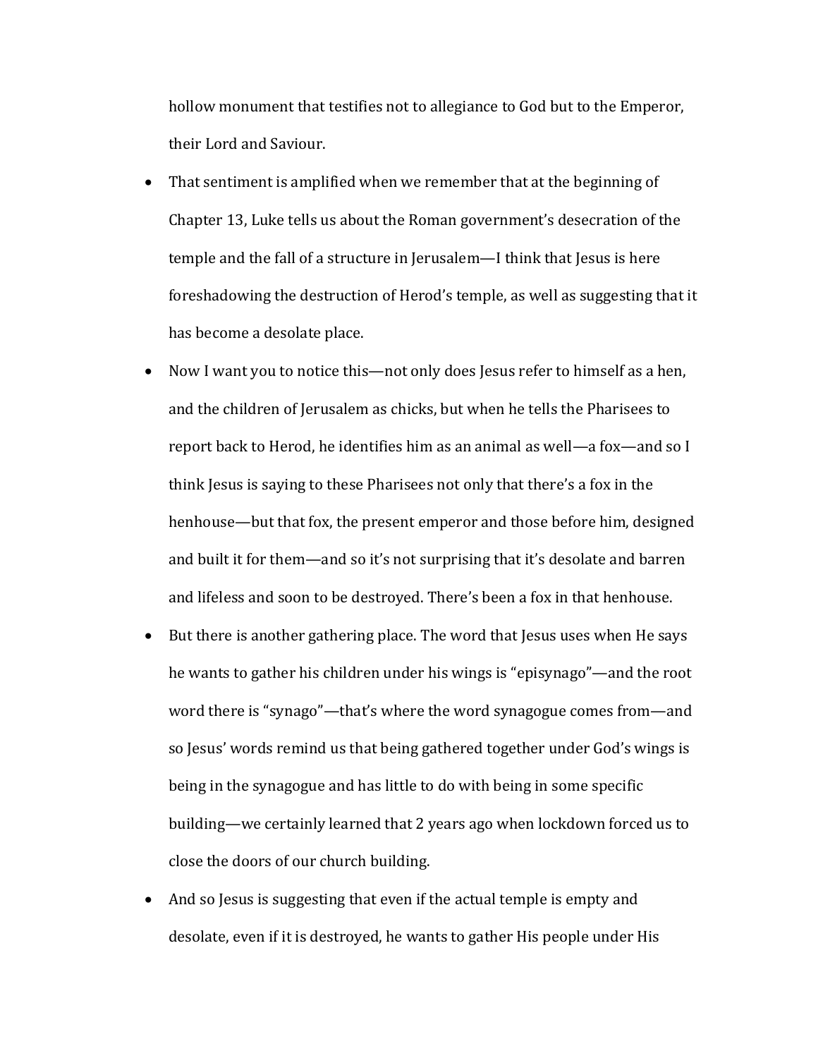hollow monument that testifies not to allegiance to God but to the Emperor, their Lord and Saviour.

- That sentiment is amplified when we remember that at the beginning of Chapter 13, Luke tells us about the Roman government's desecration of the temple and the fall of a structure in Jerusalem—I think that Jesus is here foreshadowing the destruction of Herod's temple, as well as suggesting that it has become a desolate place.
- Now I want you to notice this—not only does Jesus refer to himself as a hen, and the children of Jerusalem as chicks, but when he tells the Pharisees to report back to Herod, he identifies him as an animal as well—a fox—and so I think Jesus is saying to these Pharisees not only that there's a fox in the henhouse—but that fox, the present emperor and those before him, designed and built it for them—and so it's not surprising that it's desolate and barren and lifeless and soon to be destroyed. There's been a fox in that henhouse.
- But there is another gathering place. The word that Jesus uses when He says he wants to gather his children under his wings is "episynago"—and the root word there is "synago"—that's where the word synagogue comes from—and so Jesus' words remind us that being gathered together under God's wings is being in the synagogue and has little to do with being in some specific building—we certainly learned that 2 years ago when lockdown forced us to close the doors of our church building.
- And so Jesus is suggesting that even if the actual temple is empty and desolate, even if it is destroyed, he wants to gather His people under His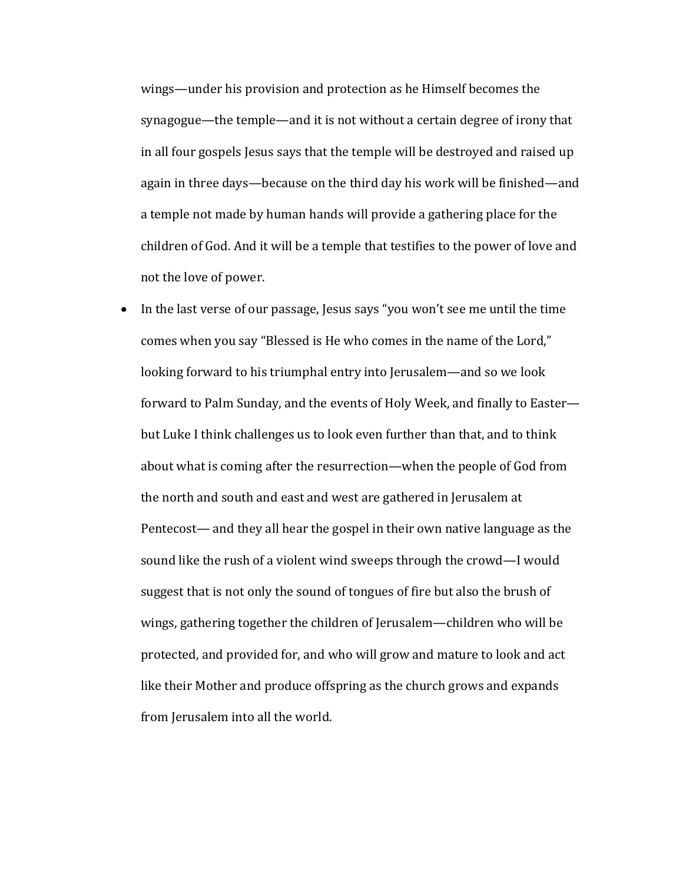wings—under his provision and protection as he Himself becomes the synagogue—the temple—and it is not without a certain degree of irony that in all four gospels Jesus says that the temple will be destroyed and raised up again in three days—because on the third day his work will be finished—and a temple not made by human hands will provide a gathering place for the children of God. And it will be a temple that testifies to the power of love and not the love of power.

- In the last verse of our passage, Jesus says "you won't see me until the time comes when you say "Blessed is He who comes in the name of the Lord," looking forward to his triumphal entry into Jerusalem—and so we look forward to Palm Sunday, and the events of Holy Week, and finally to Easter—but Luke I think challenges us to look even further than that, and to think about what is coming after the resurrection—when the people of God from the north and south and east and west are gathered in Jerusalem at Pentecost— and they all hear the gospel in their own native language as the sound like the rush of a violent wind sweeps through the crowd—I would suggest that is not only the sound of tongues of fire but also the brush of wings, gathering together the children of Jerusalem—children who will be protected, and provided for, and who will grow and mature to look and act like their Mother and produce offspring as the church grows and expands from Jerusalem into all the world.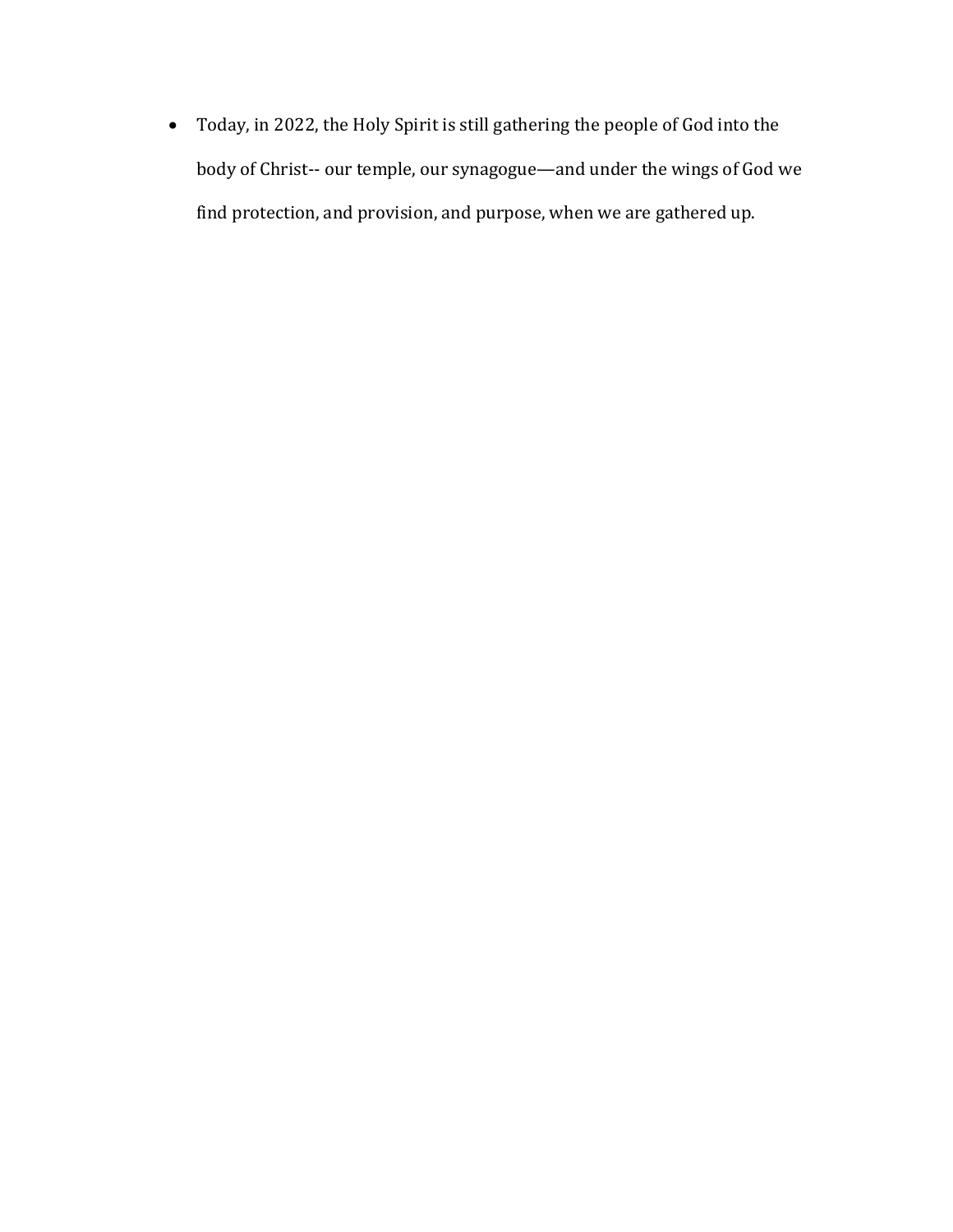- Today, in 2022, the Holy Spirit is still gathering the people of God into the body of Christ-- our temple, our synagogue—and under the wings of God we find protection, and provision, and purpose, when we are gathered up.